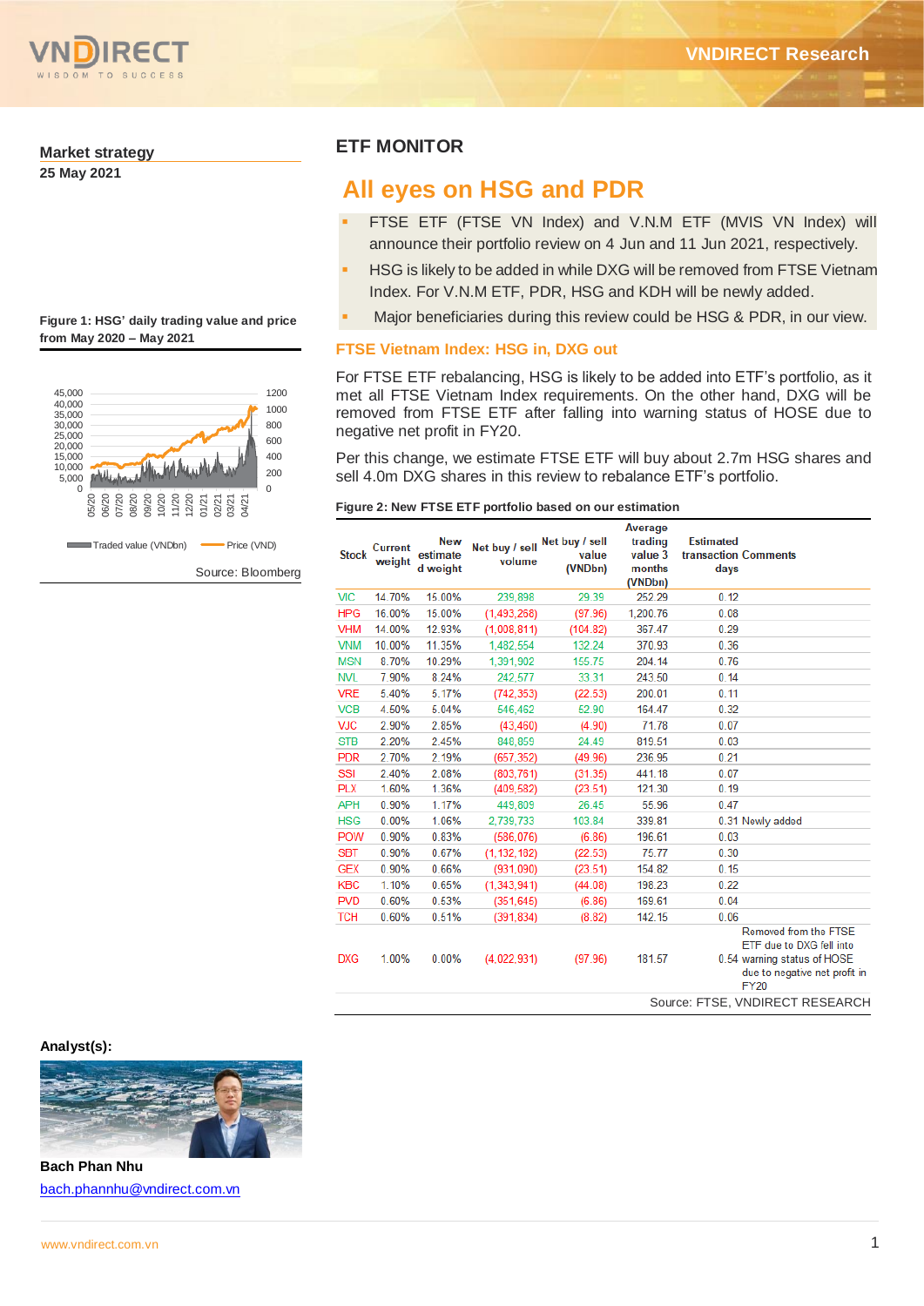Market strategy
25 May 2021

# ETF MONITOR

## All eyes on HSG and PDR

- FTSE ETF (FTSE VN Index) and V.N.M ETF (MVIS VN Index) will announce their portfolio review on 4 Jun and 11 Jun 2021, respectively.
- HSG is likely to be added in while DXG will be removed from FTSE Vietnam Index. For V.N.M ETF, PDR, HSG and KDH will be newly added.
- Major beneficiaries during this review could be HSG & PDR, in our view.

Figure 1: HSG' daily trading value and price from May 2020 – May 2021

Source: Bloomberg

### FTSE Vietnam Index: HSG in, DXG out

For FTSE ETF rebalancing, HSG is likely to be added into ETF's portfolio, as it met all FTSE Vietnam Index requirements. On the other hand, DXG will be removed from FTSE ETF after falling into warning status of HOSE due to negative net profit in FY20.

Per this change, we estimate FTSE ETF will buy about 2.7m HSG shares and sell 4.0m DXG shares in this review to rebalance ETF's portfolio.

Figure 2: New FTSE ETF portfolio based on our estimation

| Stock | Current weight | New estimated weight | Net buy / sell volume | Net buy / sell value (VNDbn) | Average trading value 3 months (VNDbn) | Estimated transaction days | Comments |
|---|---|---|---|---|---|---|---|
| VIC | 14.70% | 15.00% | 239,898 | 29.39 | 252.29 | 0.12 | |
| HPG | 16.00% | 15.00% | (1,493,268) | (97.96) | 1,200.76 | 0.08 | |
| VHM | 14.00% | 12.93% | (1,008,811) | (104.82) | 367.47 | 0.29 | |
| VNM | 10.00% | 11.35% | 1,482,554 | 132.24 | 370.93 | 0.36 | |
| MSN | 8.70% | 10.29% | 1,391,902 | 155.75 | 204.14 | 0.76 | |
| NVL | 7.90% | 8.24% | 242,577 | 33.31 | 243.50 | 0.14 | |
| VRE | 5.40% | 5.17% | (742,353) | (22.53) | 200.01 | 0.11 | |
| VCB | 4.50% | 5.04% | 546,462 | 52.90 | 164.47 | 0.32 | |
| VJC | 2.90% | 2.85% | (43,460) | (4.90) | 71.78 | 0.07 | |
| STB | 2.20% | 2.45% | 848,859 | 24.49 | 819.51 | 0.03 | |
| PDR | 2.70% | 2.19% | (657,352) | (49.96) | 236.95 | 0.21 | |
| SSI | 2.40% | 2.08% | (803,761) | (31.35) | 441.18 | 0.07 | |
| PLX | 1.60% | 1.36% | (409,582) | (23.51) | 121.30 | 0.19 | |
| APH | 0.90% | 1.17% | 449,809 | 26.45 | 55.96 | 0.47 | |
| HSG | 0.00% | 1.06% | 2,739,733 | 103.84 | 339.81 | 0.31 | Newly added |
| POW | 0.90% | 0.83% | (586,076) | (6.86) | 196.61 | 0.03 | |
| SBT | 0.90% | 0.67% | (1,132,182) | (22.53) | 75.77 | 0.30 | |
| GEX | 0.90% | 0.66% | (931,090) | (23.51) | 154.82 | 0.15 | |
| KBC | 1.10% | 0.65% | (1,343,941) | (44.08) | 198.23 | 0.22 | |
| PVD | 0.60% | 0.53% | (351,645) | (6.86) | 169.61 | 0.04 | |
| TCH | 0.60% | 0.51% | (391,834) | (8.82) | 142.15 | 0.06 | |
| DXG | 1.00% | 0.00% | (4,022,931) | (97.96) | 181.57 | 0.54 | Removed from the FTSE ETF due to DXG fell into warning status of HOSE due to negative net profit in FY20 |

Source: FTSE, VNDIRECT RESEARCH

Analyst(s):

Bach Phan Nhu
bach.phannhu@vndirect.com.vn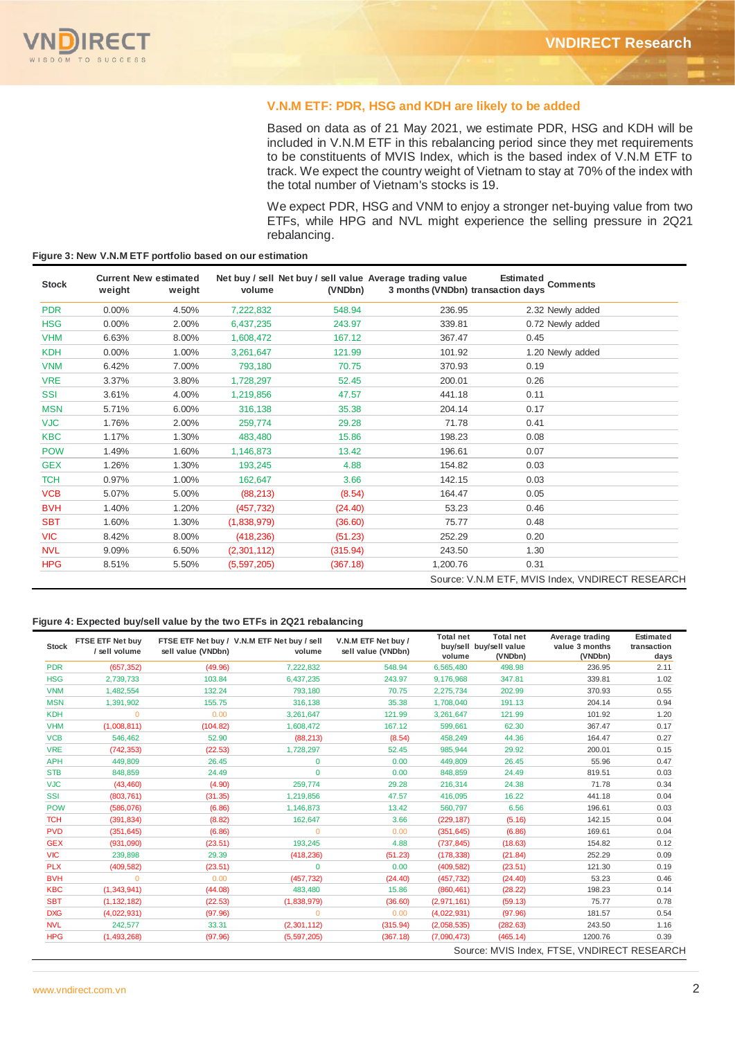## V.N.M ETF: PDR, HSG and KDH are likely to be added

Based on data as of 21 May 2021, we estimate PDR, HSG and KDH will be included in V.N.M ETF in this rebalancing period since they met requirements to be constituents of MVIS Index, which is the based index of V.N.M ETF to track. We expect the country weight of Vietnam to stay at 70% of the index with the total number of Vietnam's stocks is 19.

We expect PDR, HSG and VNM to enjoy a stronger net-buying value from two ETFs, while HPG and NVL might experience the selling pressure in 2Q21 rebalancing.

**Figure 3: New V.N.M ETF portfolio based on our estimation**

| Stock | Current weight | New estimated weight | Net buy / sell volume | Net buy / sell value (VNDbn) | Average trading value 3 months (VNDbn) | Estimated transaction days | Comments |
|---|---|---|---|---|---|---|---|
| PDR | 0.00% | 4.50% | 7,222,832 | 548.94 | 236.95 | 2.32 | Newly added |
| HSG | 0.00% | 2.00% | 6,437,235 | 243.97 | 339.81 | 0.72 | Newly added |
| VHM | 6.63% | 8.00% | 1,608,472 | 167.12 | 367.47 | 0.45 | |
| KDH | 0.00% | 1.00% | 3,261,647 | 121.99 | 101.92 | 1.20 | Newly added |
| VNM | 6.42% | 7.00% | 793,180 | 70.75 | 370.93 | 0.19 | |
| VRE | 3.37% | 3.80% | 1,728,297 | 52.45 | 200.01 | 0.26 | |
| SSI | 3.61% | 4.00% | 1,219,856 | 47.57 | 441.18 | 0.11 | |
| MSN | 5.71% | 6.00% | 316,138 | 35.38 | 204.14 | 0.17 | |
| VJC | 1.76% | 2.00% | 259,774 | 29.28 | 71.78 | 0.41 | |
| KBC | 1.17% | 1.30% | 483,480 | 15.86 | 198.23 | 0.08 | |
| POW | 1.49% | 1.60% | 1,146,873 | 13.42 | 196.61 | 0.07 | |
| GEX | 1.26% | 1.30% | 193,245 | 4.88 | 154.82 | 0.03 | |
| TCH | 0.97% | 1.00% | 162,647 | 3.66 | 142.15 | 0.03 | |
| VCB | 5.07% | 5.00% | (88,213) | (8.54) | 164.47 | 0.05 | |
| BVH | 1.40% | 1.20% | (457,732) | (24.40) | 53.23 | 0.46 | |
| SBT | 1.60% | 1.30% | (1,838,979) | (36.60) | 75.77 | 0.48 | |
| VIC | 8.42% | 8.00% | (418,236) | (51.23) | 252.29 | 0.20 | |
| NVL | 9.09% | 6.50% | (2,301,112) | (315.94) | 243.50 | 1.30 | |
| HPG | 8.51% | 5.50% | (5,597,205) | (367.18) | 1,200.76 | 0.31 | |

Source: V.N.M ETF, MVIS Index, VNDIRECT RESEARCH

**Figure 4: Expected buy/sell value by the two ETFs in 2Q21 rebalancing**

| Stock | FTSE ETF Net buy / sell volume | FTSE ETF Net buy / sell value (VNDbn) | V.N.M ETF Net buy / sell volume | V.N.M ETF Net buy / sell value (VNDbn) | Total net buy/sell volume | Total net buy/sell value (VNDbn) | Average trading value 3 months (VNDbn) | Estimated transaction days |
|---|---|---|---|---|---|---|---|---|
| PDR | (657,352) | (49.96) | 7,222,832 | 548.94 | 6,565,480 | 498.98 | 236.95 | 2.11 |
| HSG | 2,739,733 | 103.84 | 6,437,235 | 243.97 | 9,176,968 | 347.81 | 339.81 | 1.02 |
| VNM | 1,482,554 | 132.24 | 793,180 | 70.75 | 2,275,734 | 202.99 | 370.93 | 0.55 |
| MSN | 1,391,902 | 155.75 | 316,138 | 35.38 | 1,708,040 | 191.13 | 204.14 | 0.94 |
| KDH | 0 | 0.00 | 3,261,647 | 121.99 | 3,261,647 | 121.99 | 101.92 | 1.20 |
| VHM | (1,008,811) | (104.82) | 1,608,472 | 167.12 | 599,661 | 62.30 | 367.47 | 0.17 |
| VCB | 546,462 | 52.90 | (88,213) | (8.54) | 458,249 | 44.36 | 164.47 | 0.27 |
| VRE | (742,353) | (22.53) | 1,728,297 | 52.45 | 985,944 | 29.92 | 200.01 | 0.15 |
| APH | 449,809 | 26.45 | 0 | 0.00 | 449,809 | 26.45 | 55.96 | 0.47 |
| STB | 848,859 | 24.49 | 0 | 0.00 | 848,859 | 24.49 | 819.51 | 0.03 |
| VJC | (43,460) | (4.90) | 259,774 | 29.28 | 216,314 | 24.38 | 71.78 | 0.34 |
| SSI | (803,761) | (31.35) | 1,219,856 | 47.57 | 416,095 | 16.22 | 441.18 | 0.04 |
| POW | (586,076) | (6.86) | 1,146,873 | 13.42 | 560,797 | 6.56 | 196.61 | 0.03 |
| TCH | (391,834) | (8.82) | 162,647 | 3.66 | (229,187) | (5.16) | 142.15 | 0.04 |
| PVD | (351,645) | (6.86) | 0 | 0.00 | (351,645) | (6.86) | 169.61 | 0.04 |
| GEX | (931,090) | (23.51) | 193,245 | 4.88 | (737,845) | (18.63) | 154.82 | 0.12 |
| VIC | 239,898 | 29.39 | (418,236) | (51.23) | (178,338) | (21.84) | 252.29 | 0.09 |
| PLX | (409,582) | (23.51) | 0 | 0.00 | (409,582) | (23.51) | 121.30 | 0.19 |
| BVH | 0 | 0.00 | (457,732) | (24.40) | (457,732) | (24.40) | 53.23 | 0.46 |
| KBC | (1,343,941) | (44.08) | 483,480 | 15.86 | (860,461) | (28.22) | 198.23 | 0.14 |
| SBT | (1,132,182) | (22.53) | (1,838,979) | (36.60) | (2,971,161) | (59.13) | 75.77 | 0.78 |
| DXG | (4,022,931) | (97.96) | 0 | 0.00 | (4,022,931) | (97.96) | 181.57 | 0.54 |
| NVL | 242,577 | 33.31 | (2,301,112) | (315.94) | (2,058,535) | (282.63) | 243.50 | 1.16 |
| HPG | (1,493,268) | (97.96) | (5,597,205) | (367.18) | (7,090,473) | (465.14) | 1200.76 | 0.39 |

Source: MVIS Index, FTSE, VNDIRECT RESEARCH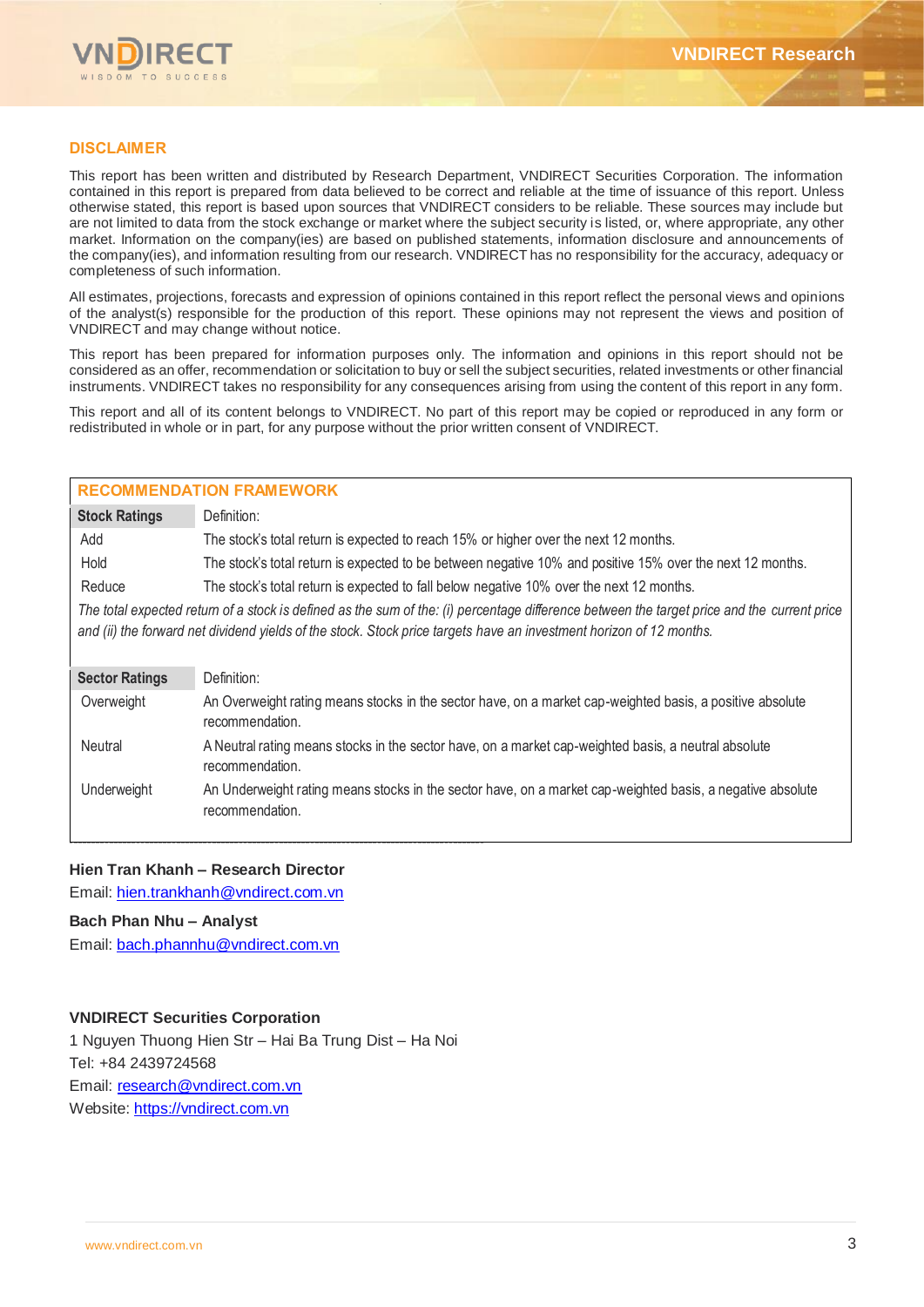## DISCLAIMER

This report has been written and distributed by Research Department, VNDIRECT Securities Corporation. The information contained in this report is prepared from data believed to be correct and reliable at the time of issuance of this report. Unless otherwise stated, this report is based upon sources that VNDIRECT considers to be reliable. These sources may include but are not limited to data from the stock exchange or market where the subject security is listed, or, where appropriate, any other market. Information on the company(ies) are based on published statements, information disclosure and announcements of the company(ies), and information resulting from our research. VNDIRECT has no responsibility for the accuracy, adequacy or completeness of such information.

All estimates, projections, forecasts and expression of opinions contained in this report reflect the personal views and opinions of the analyst(s) responsible for the production of this report. These opinions may not represent the views and position of VNDIRECT and may change without notice.

This report has been prepared for information purposes only. The information and opinions in this report should not be considered as an offer, recommendation or solicitation to buy or sell the subject securities, related investments or other financial instruments. VNDIRECT takes no responsibility for any consequences arising from using the content of this report in any form.

This report and all of its content belongs to VNDIRECT. No part of this report may be copied or reproduced in any form or redistributed in whole or in part, for any purpose without the prior written consent of VNDIRECT.

## RECOMMENDATION FRAMEWORK

| **Stock Ratings** | Definition: |
|---|---|
| Add | The stock's total return is expected to reach 15% or higher over the next 12 months. |
| Hold | The stock's total return is expected to be between negative 10% and positive 15% over the next 12 months. |
| Reduce | The stock's total return is expected to fall below negative 10% over the next 12 months. |

*The total expected return of a stock is defined as the sum of the: (i) percentage difference between the target price and the current price and (ii) the forward net dividend yields of the stock. Stock price targets have an investment horizon of 12 months.*

| **Sector Ratings** | Definition: |
|---|---|
| Overweight | An Overweight rating means stocks in the sector have, on a market cap-weighted basis, a positive absolute recommendation. |
| Neutral | A Neutral rating means stocks in the sector have, on a market cap-weighted basis, a neutral absolute recommendation. |
| Underweight | An Underweight rating means stocks in the sector have, on a market cap-weighted basis, a negative absolute recommendation. |

**Hien Tran Khanh – Research Director**
Email: hien.trankhanh@vndirect.com.vn

**Bach Phan Nhu – Analyst**
Email: bach.phannhu@vndirect.com.vn

**VNDIRECT Securities Corporation**
1 Nguyen Thuong Hien Str – Hai Ba Trung Dist – Ha Noi
Tel: +84 2439724568
Email: research@vndirect.com.vn
Website: https://vndirect.com.vn